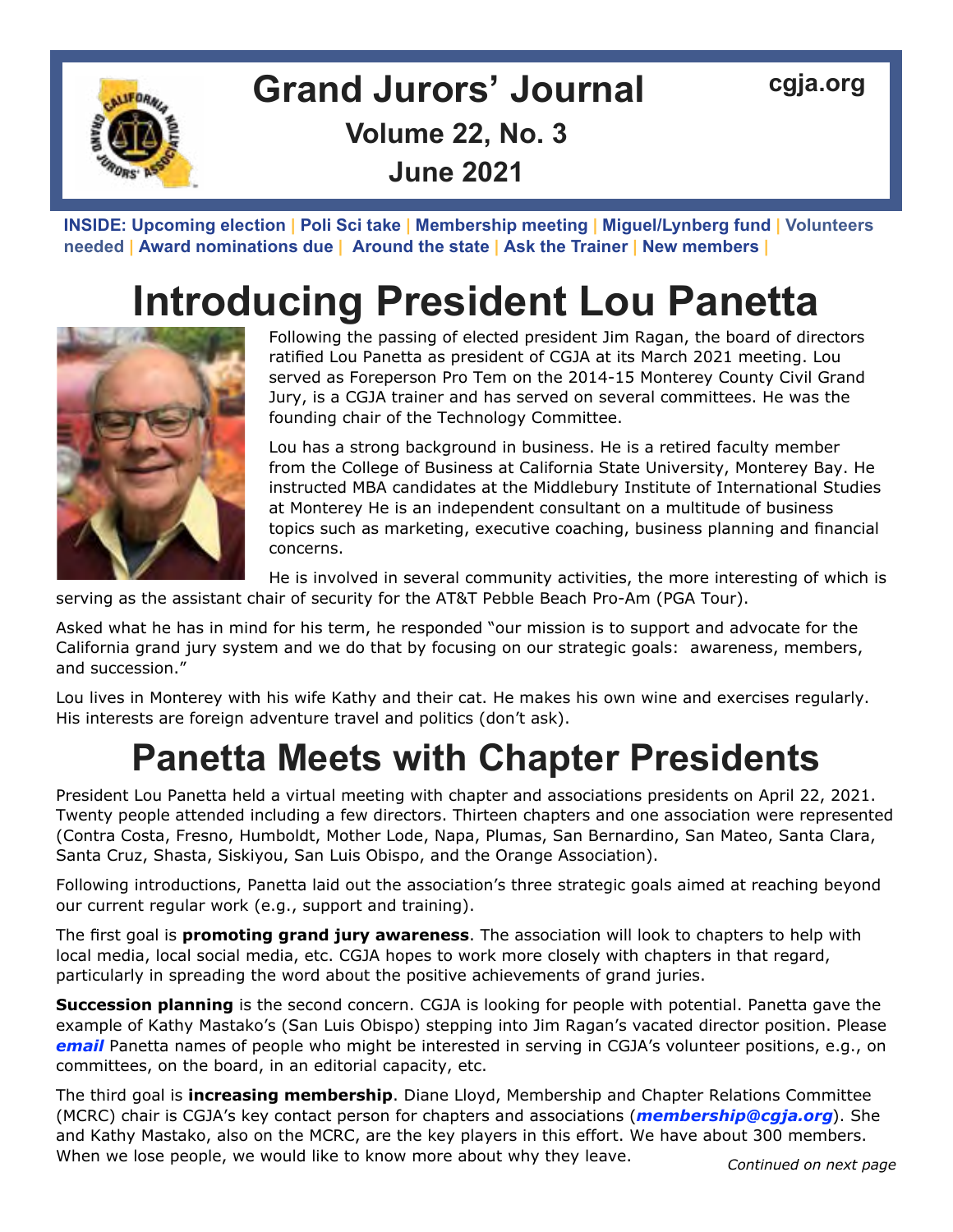# Grand Jurors' Journal

**cgja.org**

**Volume 22, No. 3**

**June 2021**

**INSIDE: Upcoming election | Poli Sci take | Membership meeting | Miguel/Lynberg fund | Volunteers needed | Award nominations due | Around the state | Ask the Trainer | New members |**

# Introducing President Lou Panetta

Following the passing of elected president Jim Ragan, the board of directors ratified Lou Panetta as president of CGJA at its March 2021 meeting. Lou served as Foreperson Pro Tem on the 2014-15 Monterey County Civil Grand Jury, is a CGJA trainer and has served on several committees. He was the founding chair of the Technology Committee.

Lou has a strong background in business. He is a retired faculty member from the College of Business at California State University, Monterey Bay. He instructed MBA candidates at the Middlebury Institute of International Studies at Monterey He is an independent consultant on a multitude of business topics such as marketing, executive coaching, business planning and financial concerns.

He is involved in several community activities, the more interesting of which is serving as the assistant chair of security for the AT&T Pebble Beach Pro-Am (PGA Tour).

Asked what he has in mind for his term, he responded "our mission is to support and advocate for the California grand jury system and we do that by focusing on our strategic goals: awareness, members, and succession."

Lou lives in Monterey with his wife Kathy and their cat. He makes his own wine and exercises regularly. His interests are foreign adventure travel and politics (don't ask).

# Panetta Meets with Chapter Presidents

President Lou Panetta held a virtual meeting with chapter and associations presidents on April 22, 2021. Twenty people attended including a few directors. Thirteen chapters and one association were represented (Contra Costa, Fresno, Humboldt, Mother Lode, Napa, Plumas, San Bernardino, San Mateo, Santa Clara, Santa Cruz, Shasta, Siskiyou, San Luis Obispo, and the Orange Association).

Following introductions, Panetta laid out the association's three strategic goals aimed at reaching beyond our current regular work (e.g., support and training).

The first goal is **promoting grand jury awareness**. The association will look to chapters to help with local media, local social media, etc. CGJA hopes to work more closely with chapters in that regard, particularly in spreading the word about the positive achievements of grand juries.

**Succession planning** is the second concern. CGJA is looking for people with potential. Panetta gave the example of Kathy Mastako's (San Luis Obispo) stepping into Jim Ragan's vacated director position. Please ***email*** Panetta names of people who might be interested in serving in CGJA's volunteer positions, e.g., on committees, on the board, in an editorial capacity, etc.

The third goal is **increasing membership**. Diane Lloyd, Membership and Chapter Relations Committee (MCRC) chair is CGJA's key contact person for chapters and associations (***membership@cgja.org***). She and Kathy Mastako, also on the MCRC, are the key players in this effort. We have about 300 members. When we lose people, we would like to know more about why they leave.

*Continued on next page*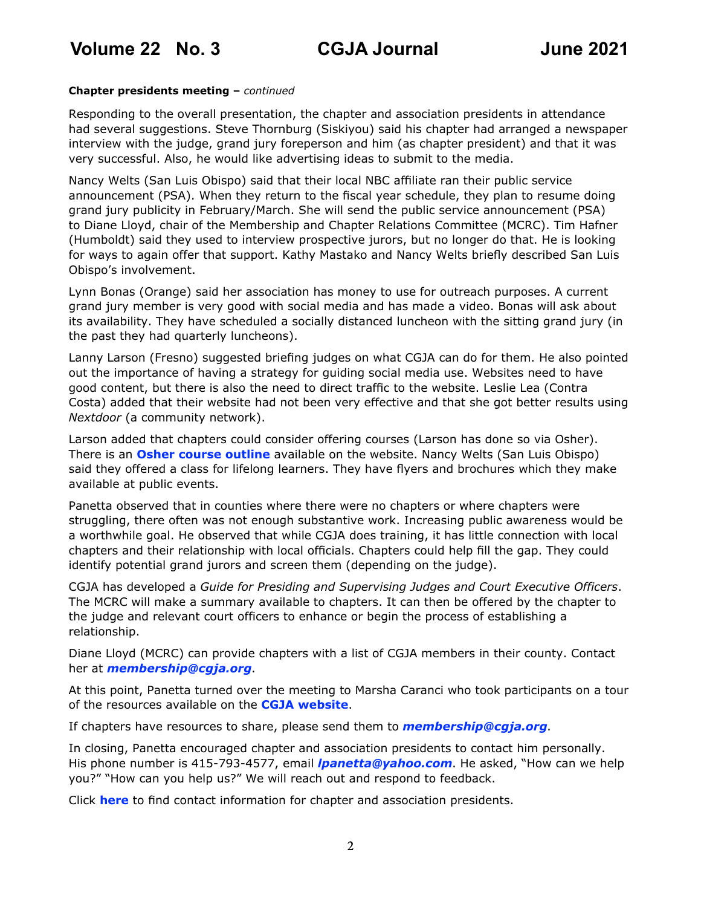**Chapter presidents meeting –** *continued*

Responding to the overall presentation, the chapter and association presidents in attendance had several suggestions. Steve Thornburg (Siskiyou) said his chapter had arranged a newspaper interview with the judge, grand jury foreperson and him (as chapter president) and that it was very successful. Also, he would like advertising ideas to submit to the media.

Nancy Welts (San Luis Obispo) said that their local NBC affiliate ran their public service announcement (PSA). When they return to the fiscal year schedule, they plan to resume doing grand jury publicity in February/March. She will send the public service announcement (PSA) to Diane Lloyd, chair of the Membership and Chapter Relations Committee (MCRC). Tim Hafner (Humboldt) said they used to interview prospective jurors, but no longer do that. He is looking for ways to again offer that support. Kathy Mastako and Nancy Welts briefly described San Luis Obispo's involvement.

Lynn Bonas (Orange) said her association has money to use for outreach purposes. A current grand jury member is very good with social media and has made a video. Bonas will ask about its availability. They have scheduled a socially distanced luncheon with the sitting grand jury (in the past they had quarterly luncheons).

Lanny Larson (Fresno) suggested briefing judges on what CGJA can do for them. He also pointed out the importance of having a strategy for guiding social media use. Websites need to have good content, but there is also the need to direct traffic to the website. Leslie Lea (Contra Costa) added that their website had not been very effective and that she got better results using *Nextdoor* (a community network).

Larson added that chapters could consider offering courses (Larson has done so via Osher). There is an **Osher course outline** available on the website. Nancy Welts (San Luis Obispo) said they offered a class for lifelong learners. They have flyers and brochures which they make available at public events.

Panetta observed that in counties where there were no chapters or where chapters were struggling, there often was not enough substantive work. Increasing public awareness would be a worthwhile goal. He observed that while CGJA does training, it has little connection with local chapters and their relationship with local officials. Chapters could help fill the gap. They could identify potential grand jurors and screen them (depending on the judge).

CGJA has developed a *Guide for Presiding and Supervising Judges and Court Executive Officers*. The MCRC will make a summary available to chapters. It can then be offered by the chapter to the judge and relevant court officers to enhance or begin the process of establishing a relationship.

Diane Lloyd (MCRC) can provide chapters with a list of CGJA members in their county. Contact her at ***membership@cgja.org***.

At this point, Panetta turned over the meeting to Marsha Caranci who took participants on a tour of the resources available on the **CGJA website**.

If chapters have resources to share, please send them to ***membership@cgja.org***.

In closing, Panetta encouraged chapter and association presidents to contact him personally. His phone number is 415-793-4577, email ***lpanetta@yahoo.com***. He asked, "How can we help you?" "How can you help us?" We will reach out and respond to feedback.

Click **here** to find contact information for chapter and association presidents.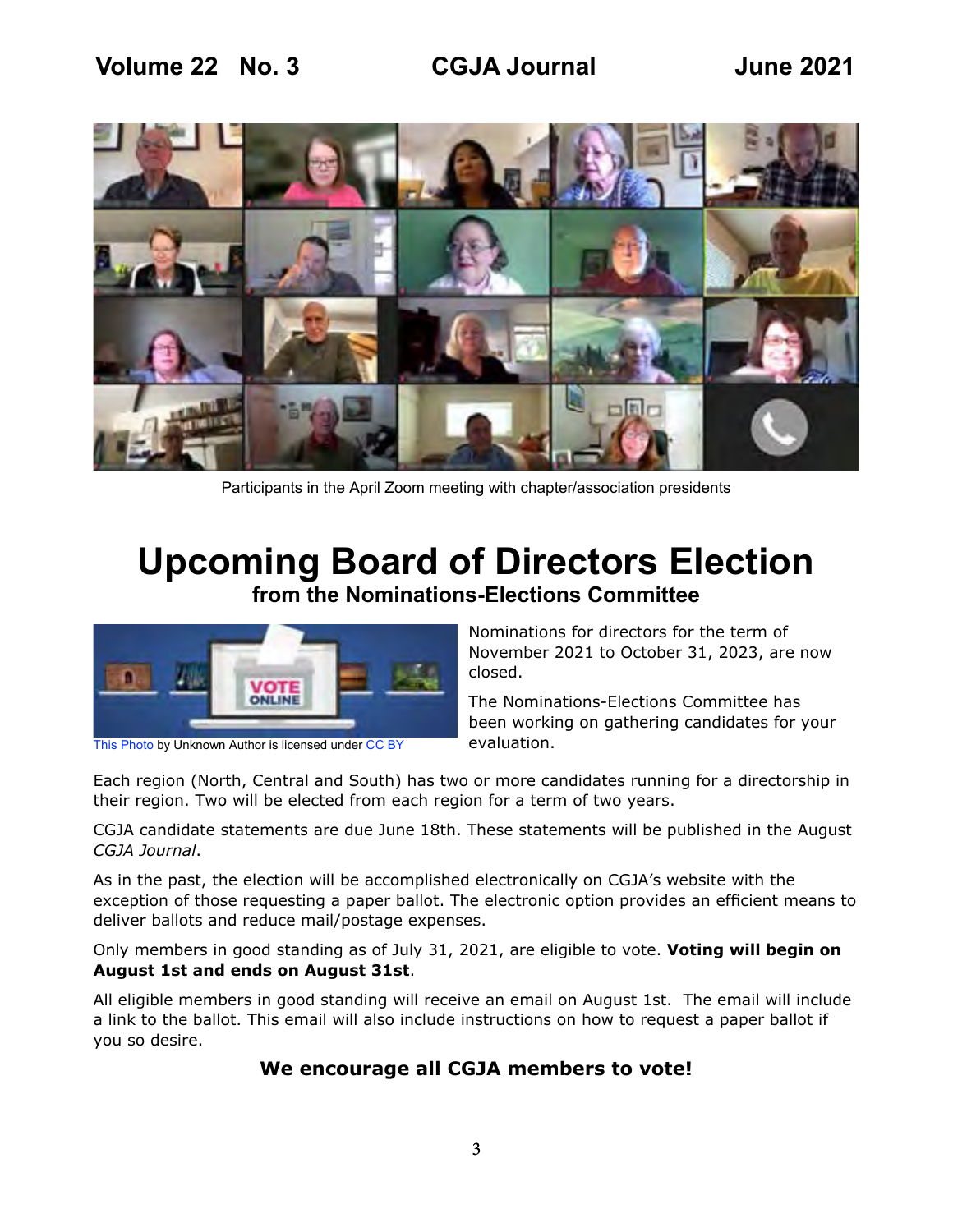Participants in the April Zoom meeting with chapter/association presidents

# Upcoming Board of Directors Election

### from the Nominations-Elections Committee

This Photo by Unknown Author is licensed under CC BY

Nominations for directors for the term of November 2021 to October 31, 2023, are now closed.

The Nominations-Elections Committee has been working on gathering candidates for your evaluation.

Each region (North, Central and South) has two or more candidates running for a directorship in their region. Two will be elected from each region for a term of two years.

CGJA candidate statements are due June 18th. These statements will be published in the August *CGJA Journal*.

As in the past, the election will be accomplished electronically on CGJA's website with the exception of those requesting a paper ballot. The electronic option provides an efficient means to deliver ballots and reduce mail/postage expenses.

Only members in good standing as of July 31, 2021, are eligible to vote. **Voting will begin on August 1st and ends on August 31st**.

All eligible members in good standing will receive an email on August 1st. The email will include a link to the ballot. This email will also include instructions on how to request a paper ballot if you so desire.

**We encourage all CGJA members to vote!**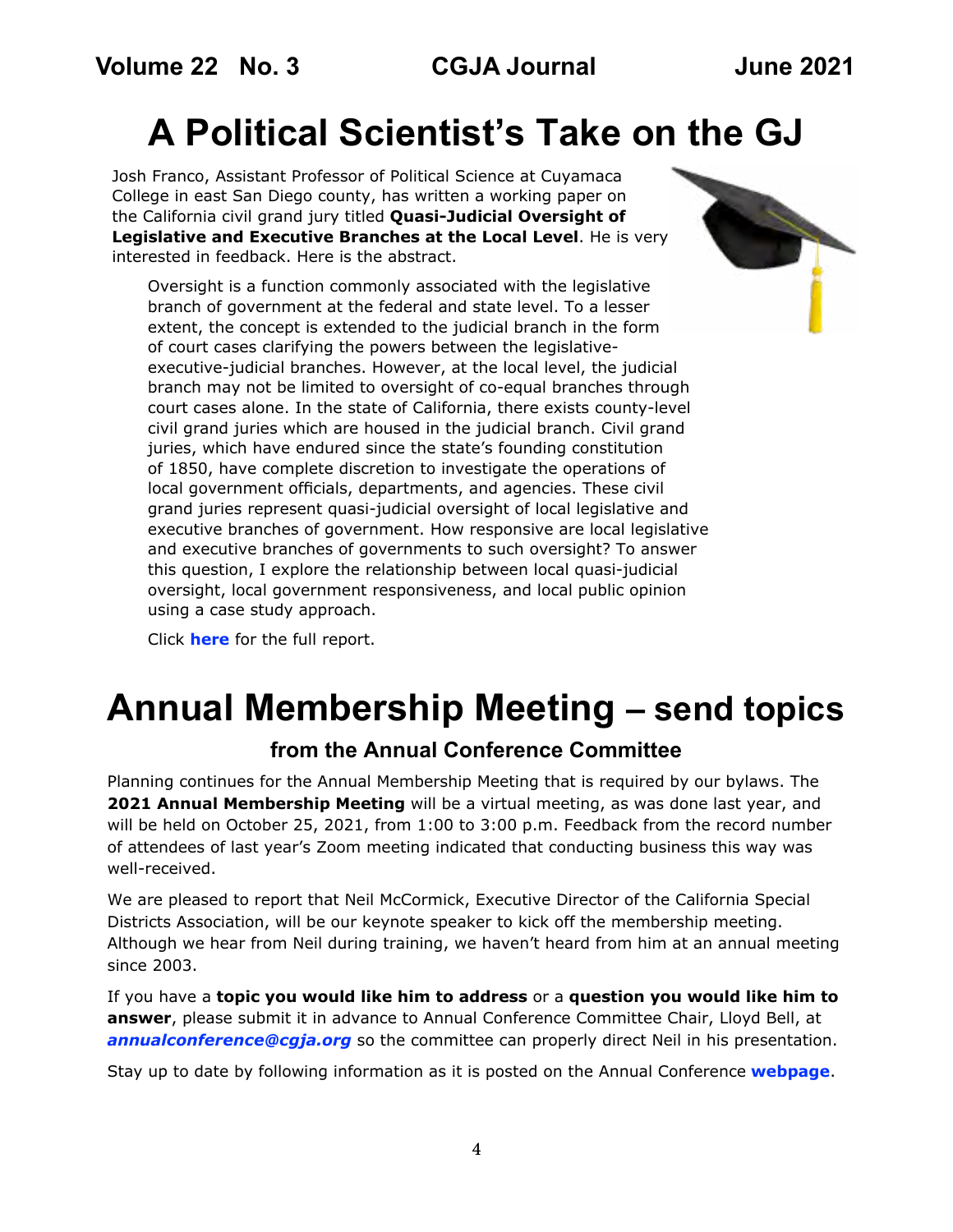# A Political Scientist's Take on the GJ

Josh Franco, Assistant Professor of Political Science at Cuyamaca College in east San Diego county, has written a working paper on the California civil grand jury titled **Quasi-Judicial Oversight of Legislative and Executive Branches at the Local Level**. He is very interested in feedback. Here is the abstract.

> Oversight is a function commonly associated with the legislative branch of government at the federal and state level. To a lesser extent, the concept is extended to the judicial branch in the form of court cases clarifying the powers between the legislative-executive-judicial branches. However, at the local level, the judicial branch may not be limited to oversight of co-equal branches through court cases alone. In the state of California, there exists county-level civil grand juries which are housed in the judicial branch. Civil grand juries, which have endured since the state's founding constitution of 1850, have complete discretion to investigate the operations of local government officials, departments, and agencies. These civil grand juries represent quasi-judicial oversight of local legislative and executive branches of government. How responsive are local legislative and executive branches of governments to such oversight? To answer this question, I explore the relationship between local quasi-judicial oversight, local government responsiveness, and local public opinion using a case study approach.
>
> Click **here** for the full report.

# Annual Membership Meeting – send topics

### from the Annual Conference Committee

Planning continues for the Annual Membership Meeting that is required by our bylaws. The **2021 Annual Membership Meeting** will be a virtual meeting, as was done last year, and will be held on October 25, 2021, from 1:00 to 3:00 p.m. Feedback from the record number of attendees of last year's Zoom meeting indicated that conducting business this way was well-received.

We are pleased to report that Neil McCormick, Executive Director of the California Special Districts Association, will be our keynote speaker to kick off the membership meeting. Although we hear from Neil during training, we haven't heard from him at an annual meeting since 2003.

If you have a **topic you would like him to address** or a **question you would like him to answer**, please submit it in advance to Annual Conference Committee Chair, Lloyd Bell, at ***annualconference@cgja.org*** so the committee can properly direct Neil in his presentation.

Stay up to date by following information as it is posted on the Annual Conference **webpage**.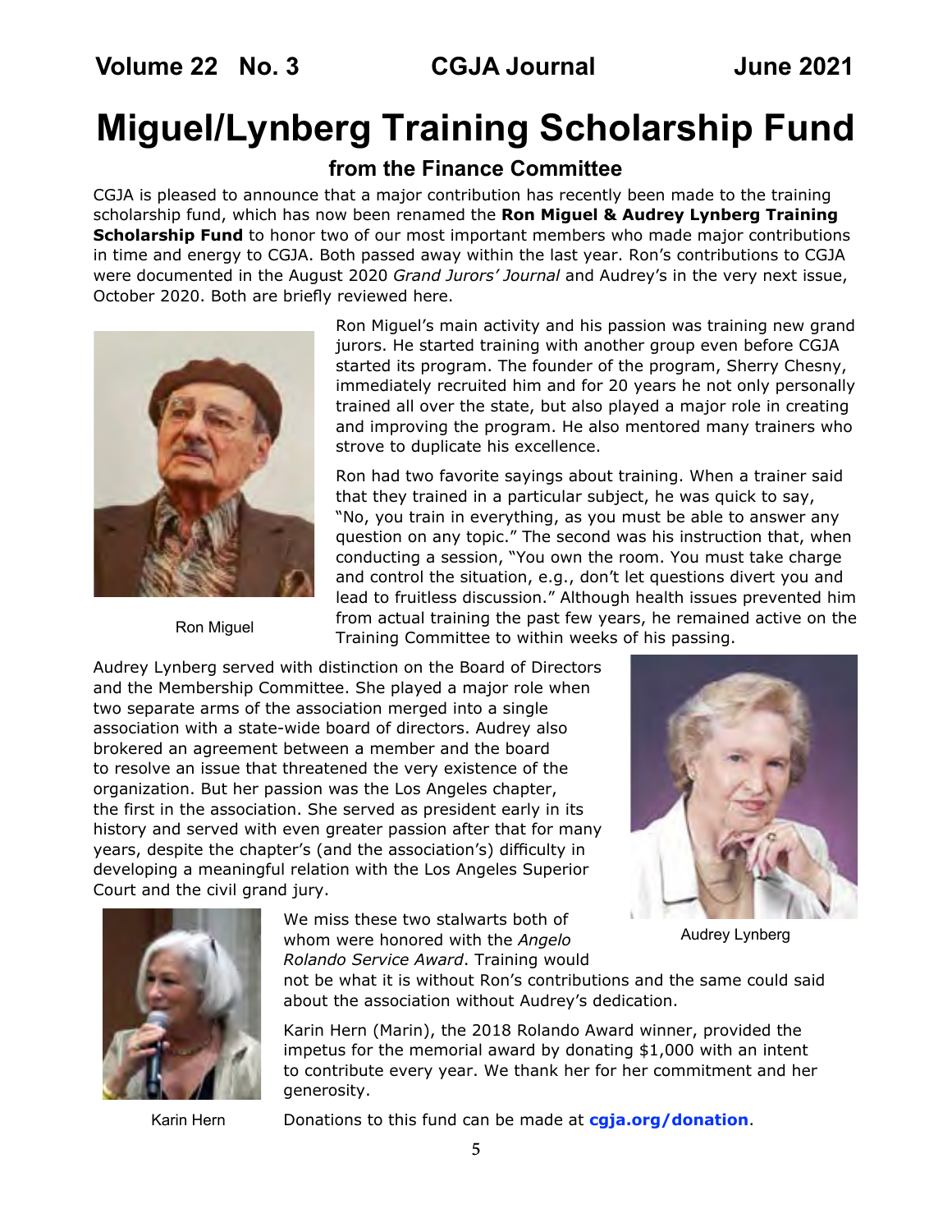# Miguel/Lynberg Training Scholarship Fund

### from the Finance Committee

CGJA is pleased to announce that a major contribution has recently been made to the training scholarship fund, which has now been renamed the **Ron Miguel & Audrey Lynberg Training Scholarship Fund** to honor two of our most important members who made major contributions in time and energy to CGJA. Both passed away within the last year. Ron's contributions to CGJA were documented in the August 2020 *Grand Jurors' Journal* and Audrey's in the very next issue, October 2020. Both are briefly reviewed here.

Ron Miguel

Ron Miguel's main activity and his passion was training new grand jurors. He started training with another group even before CGJA started its program. The founder of the program, Sherry Chesny, immediately recruited him and for 20 years he not only personally trained all over the state, but also played a major role in creating and improving the program. He also mentored many trainers who strove to duplicate his excellence.

Ron had two favorite sayings about training. When a trainer said that they trained in a particular subject, he was quick to say, "No, you train in everything, as you must be able to answer any question on any topic." The second was his instruction that, when conducting a session, "You own the room. You must take charge and control the situation, e.g., don't let questions divert you and lead to fruitless discussion." Although health issues prevented him from actual training the past few years, he remained active on the Training Committee to within weeks of his passing.

Audrey Lynberg served with distinction on the Board of Directors and the Membership Committee. She played a major role when two separate arms of the association merged into a single association with a state-wide board of directors. Audrey also brokered an agreement between a member and the board to resolve an issue that threatened the very existence of the organization. But her passion was the Los Angeles chapter, the first in the association. She served as president early in its history and served with even greater passion after that for many years, despite the chapter's (and the association's) difficulty in developing a meaningful relation with the Los Angeles Superior Court and the civil grand jury.

Audrey Lynberg

We miss these two stalwarts both of whom were honored with the *Angelo Rolando Service Award*. Training would not be what it is without Ron's contributions and the same could said about the association without Audrey's dedication.

Karin Hern

Karin Hern (Marin), the 2018 Rolando Award winner, provided the impetus for the memorial award by donating $1,000 with an intent to contribute every year. We thank her for her commitment and her generosity.

Donations to this fund can be made at **cgja.org/donation**.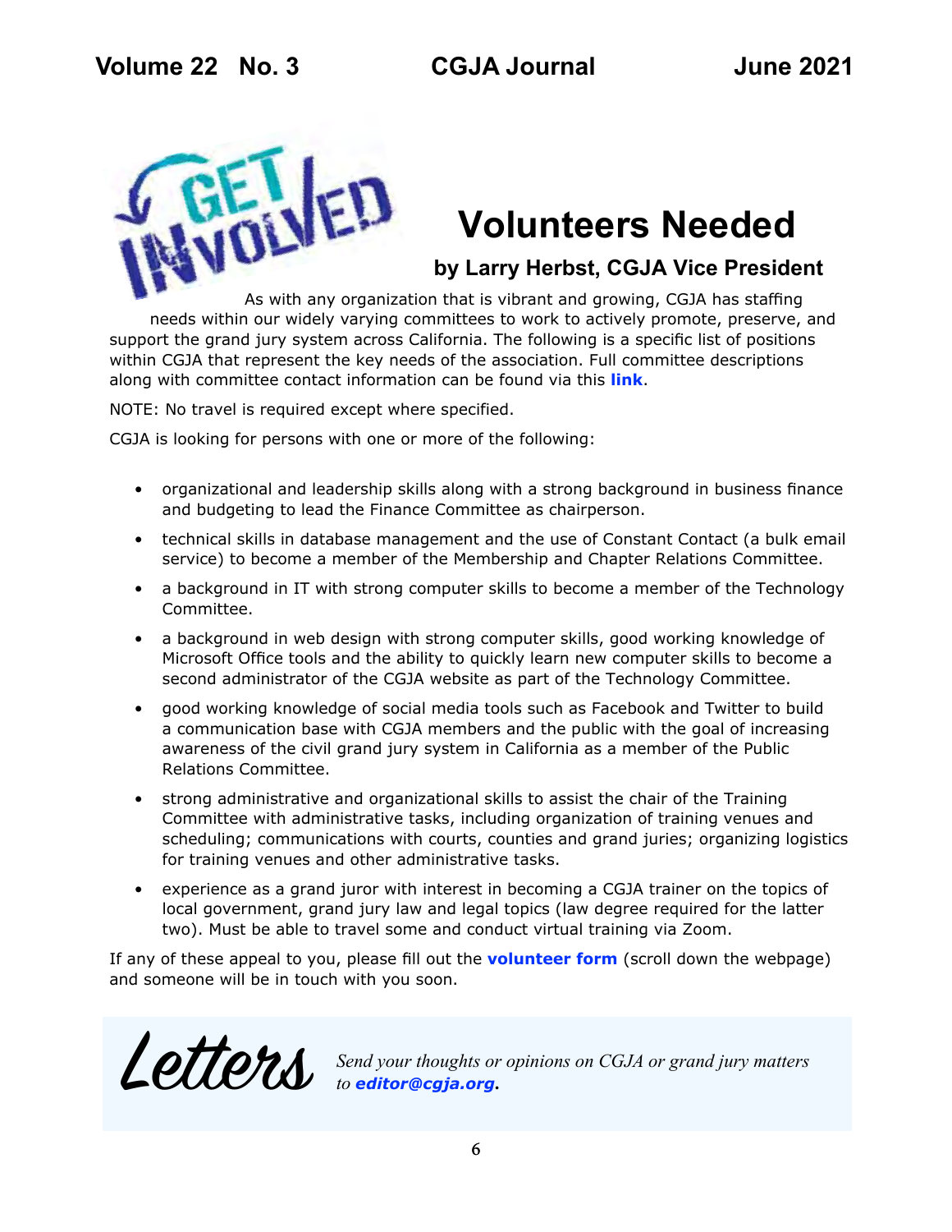# Volunteers Needed

## by Larry Herbst, CGJA Vice President

As with any organization that is vibrant and growing, CGJA has staffing needs within our widely varying committees to work to actively promote, preserve, and support the grand jury system across California. The following is a specific list of positions within CGJA that represent the key needs of the association. Full committee descriptions along with committee contact information can be found via this **link**.

NOTE: No travel is required except where specified.

CGJA is looking for persons with one or more of the following:

- organizational and leadership skills along with a strong background in business finance and budgeting to lead the Finance Committee as chairperson.
- technical skills in database management and the use of Constant Contact (a bulk email service) to become a member of the Membership and Chapter Relations Committee.
- a background in IT with strong computer skills to become a member of the Technology Committee.
- a background in web design with strong computer skills, good working knowledge of Microsoft Office tools and the ability to quickly learn new computer skills to become a second administrator of the CGJA website as part of the Technology Committee.
- good working knowledge of social media tools such as Facebook and Twitter to build a communication base with CGJA members and the public with the goal of increasing awareness of the civil grand jury system in California as a member of the Public Relations Committee.
- strong administrative and organizational skills to assist the chair of the Training Committee with administrative tasks, including organization of training venues and scheduling; communications with courts, counties and grand juries; organizing logistics for training venues and other administrative tasks.
- experience as a grand juror with interest in becoming a CGJA trainer on the topics of local government, grand jury law and legal topics (law degree required for the latter two). Must be able to travel some and conduct virtual training via Zoom.

If any of these appeal to you, please fill out the **volunteer form** (scroll down the webpage) and someone will be in touch with you soon.

## Letters

*Send your thoughts or opinions on CGJA or grand jury matters to* ***editor@cgja.org*****.**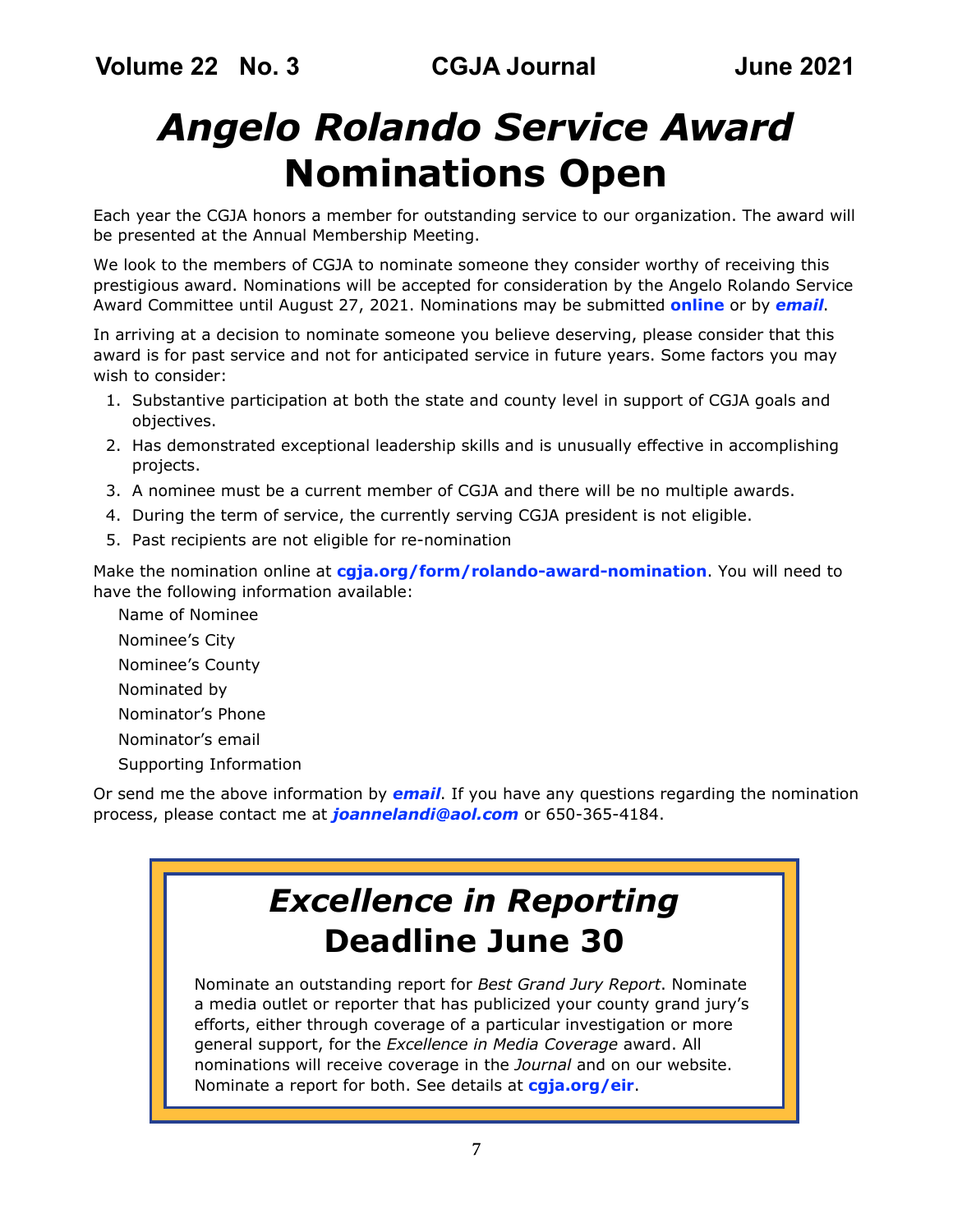# *Angelo Rolando Service Award* Nominations Open

Each year the CGJA honors a member for outstanding service to our organization. The award will be presented at the Annual Membership Meeting.

We look to the members of CGJA to nominate someone they consider worthy of receiving this prestigious award. Nominations will be accepted for consideration by the Angelo Rolando Service Award Committee until August 27, 2021. Nominations may be submitted **online** or by ***email***.

In arriving at a decision to nominate someone you believe deserving, please consider that this award is for past service and not for anticipated service in future years. Some factors you may wish to consider:

1. Substantive participation at both the state and county level in support of CGJA goals and objectives.
2. Has demonstrated exceptional leadership skills and is unusually effective in accomplishing projects.
3. A nominee must be a current member of CGJA and there will be no multiple awards.
4. During the term of service, the currently serving CGJA president is not eligible.
5. Past recipients are not eligible for re-nomination

Make the nomination online at **cgja.org/form/rolando-award-nomination**. You will need to have the following information available:

Name of Nominee
Nominee's City
Nominee's County
Nominated by
Nominator's Phone
Nominator's email
Supporting Information

Or send me the above information by ***email***. If you have any questions regarding the nomination process, please contact me at ***joannelandi@aol.com*** or 650-365-4184.

## *Excellence in Reporting* Deadline June 30

Nominate an outstanding report for *Best Grand Jury Report*. Nominate a media outlet or reporter that has publicized your county grand jury's efforts, either through coverage of a particular investigation or more general support, for the *Excellence in Media Coverage* award. All nominations will receive coverage in the *Journal* and on our website. Nominate a report for both. See details at **cgja.org/eir**.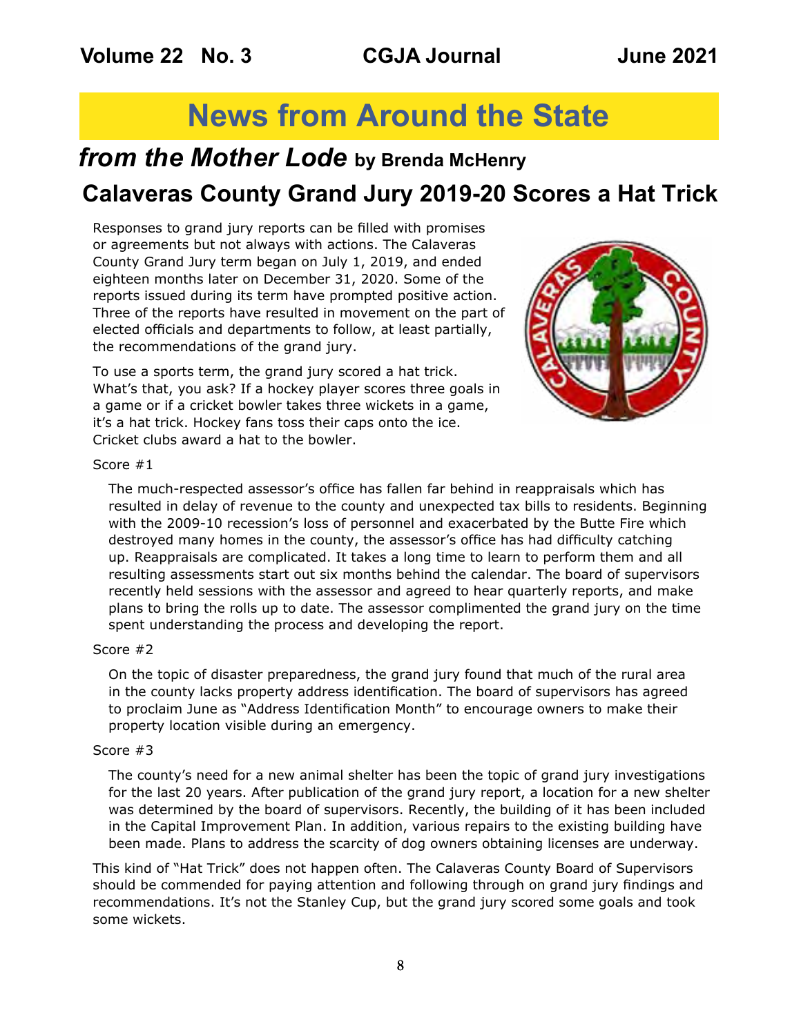# News from Around the State

## *from the Mother Lode* by Brenda McHenry

## Calaveras County Grand Jury 2019-20 Scores a Hat Trick

Responses to grand jury reports can be filled with promises or agreements but not always with actions. The Calaveras County Grand Jury term began on July 1, 2019, and ended eighteen months later on December 31, 2020. Some of the reports issued during its term have prompted positive action. Three of the reports have resulted in movement on the part of elected officials and departments to follow, at least partially, the recommendations of the grand jury.

To use a sports term, the grand jury scored a hat trick. What's that, you ask? If a hockey player scores three goals in a game or if a cricket bowler takes three wickets in a game, it's a hat trick. Hockey fans toss their caps onto the ice. Cricket clubs award a hat to the bowler.

Score #1

> The much-respected assessor's office has fallen far behind in reappraisals which has resulted in delay of revenue to the county and unexpected tax bills to residents. Beginning with the 2009-10 recession's loss of personnel and exacerbated by the Butte Fire which destroyed many homes in the county, the assessor's office has had difficulty catching up. Reappraisals are complicated. It takes a long time to learn to perform them and all resulting assessments start out six months behind the calendar. The board of supervisors recently held sessions with the assessor and agreed to hear quarterly reports, and make plans to bring the rolls up to date. The assessor complimented the grand jury on the time spent understanding the process and developing the report.

Score #2

> On the topic of disaster preparedness, the grand jury found that much of the rural area in the county lacks property address identification. The board of supervisors has agreed to proclaim June as "Address Identification Month" to encourage owners to make their property location visible during an emergency.

Score #3

> The county's need for a new animal shelter has been the topic of grand jury investigations for the last 20 years. After publication of the grand jury report, a location for a new shelter was determined by the board of supervisors. Recently, the building of it has been included in the Capital Improvement Plan. In addition, various repairs to the existing building have been made. Plans to address the scarcity of dog owners obtaining licenses are underway.

This kind of "Hat Trick" does not happen often. The Calaveras County Board of Supervisors should be commended for paying attention and following through on grand jury findings and recommendations. It's not the Stanley Cup, but the grand jury scored some goals and took some wickets.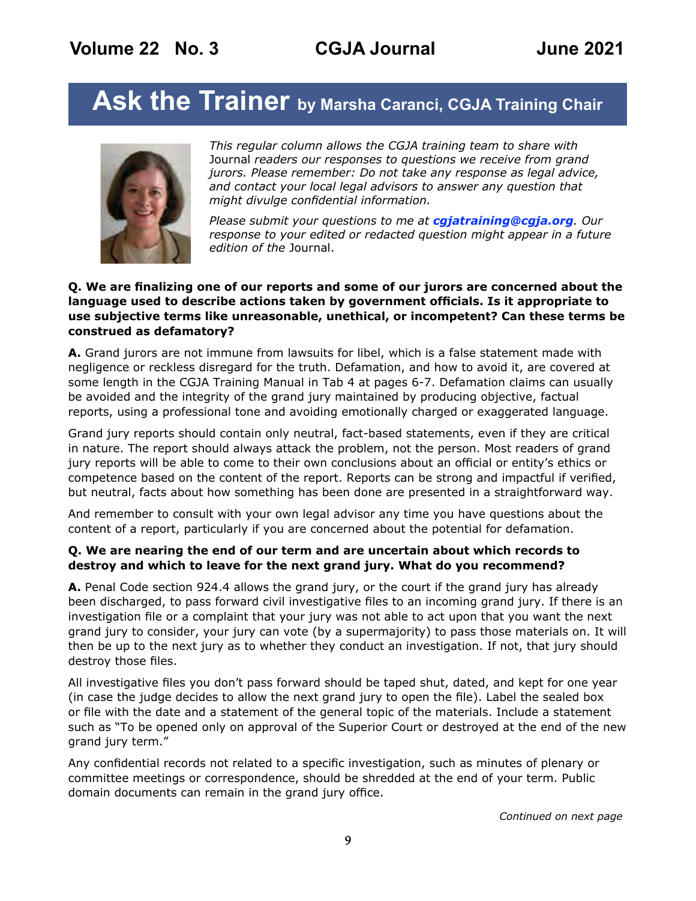# Ask the Trainer by Marsha Caranci, CGJA Training Chair

*This regular column allows the CGJA training team to share with* Journal *readers our responses to questions we receive from grand jurors. Please remember: Do not take any response as legal advice, and contact your local legal advisors to answer any question that might divulge confidential information.*

*Please submit your questions to me at* ***cgjatraining@cgja.org****. Our response to your edited or redacted question might appear in a future edition of the* Journal.

**Q. We are finalizing one of our reports and some of our jurors are concerned about the language used to describe actions taken by government officials. Is it appropriate to use subjective terms like unreasonable, unethical, or incompetent? Can these terms be construed as defamatory?**

**A.** Grand jurors are not immune from lawsuits for libel, which is a false statement made with negligence or reckless disregard for the truth. Defamation, and how to avoid it, are covered at some length in the CGJA Training Manual in Tab 4 at pages 6-7. Defamation claims can usually be avoided and the integrity of the grand jury maintained by producing objective, factual reports, using a professional tone and avoiding emotionally charged or exaggerated language.

Grand jury reports should contain only neutral, fact-based statements, even if they are critical in nature. The report should always attack the problem, not the person. Most readers of grand jury reports will be able to come to their own conclusions about an official or entity's ethics or competence based on the content of the report. Reports can be strong and impactful if verified, but neutral, facts about how something has been done are presented in a straightforward way.

And remember to consult with your own legal advisor any time you have questions about the content of a report, particularly if you are concerned about the potential for defamation.

**Q. We are nearing the end of our term and are uncertain about which records to destroy and which to leave for the next grand jury. What do you recommend?**

**A.** Penal Code section 924.4 allows the grand jury, or the court if the grand jury has already been discharged, to pass forward civil investigative files to an incoming grand jury. If there is an investigation file or a complaint that your jury was not able to act upon that you want the next grand jury to consider, your jury can vote (by a supermajority) to pass those materials on. It will then be up to the next jury as to whether they conduct an investigation. If not, that jury should destroy those files.

All investigative files you don't pass forward should be taped shut, dated, and kept for one year (in case the judge decides to allow the next grand jury to open the file). Label the sealed box or file with the date and a statement of the general topic of the materials. Include a statement such as "To be opened only on approval of the Superior Court or destroyed at the end of the new grand jury term."

Any confidential records not related to a specific investigation, such as minutes of plenary or committee meetings or correspondence, should be shredded at the end of your term. Public domain documents can remain in the grand jury office.

*Continued on next page*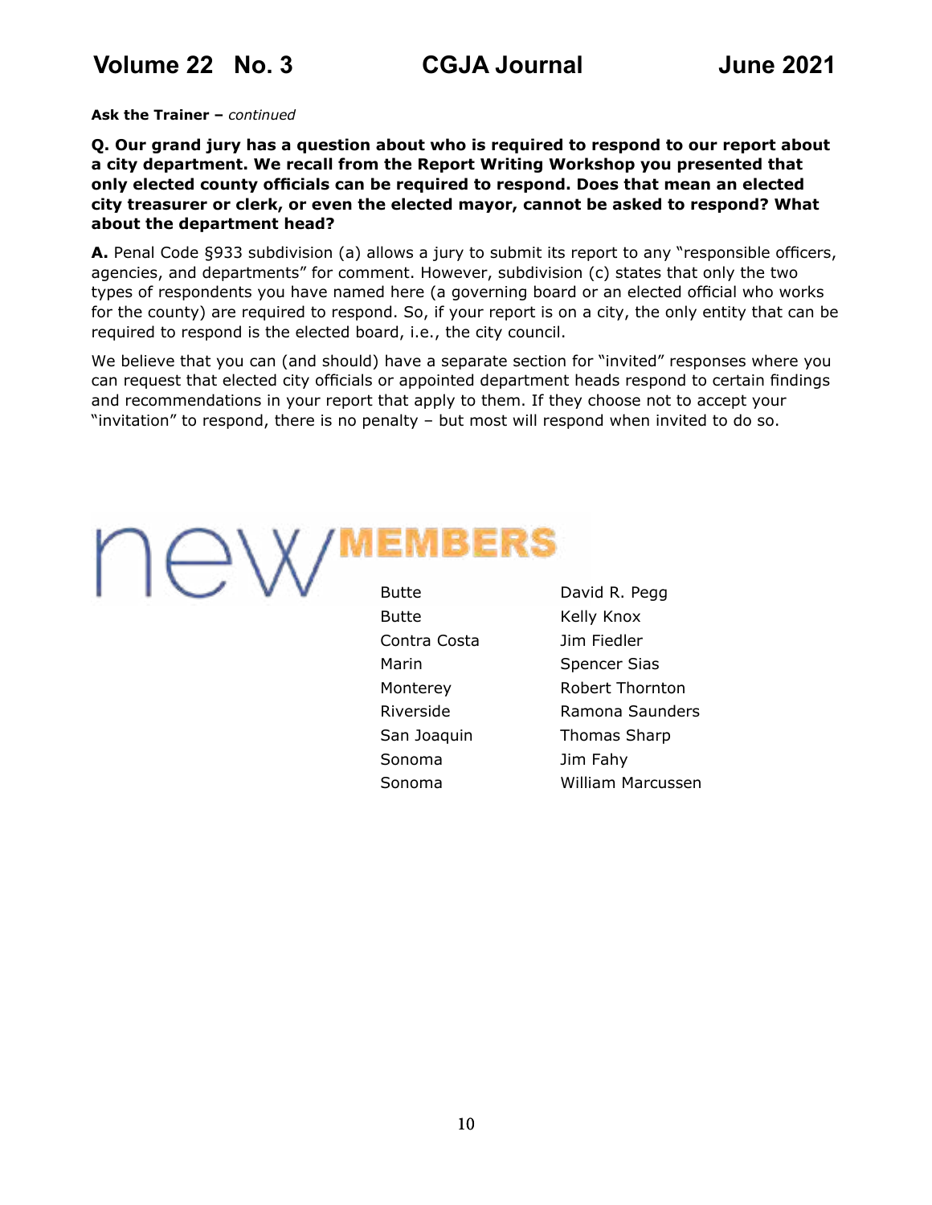**Ask the Trainer –** *continued*

**Q. Our grand jury has a question about who is required to respond to our report about a city department. We recall from the Report Writing Workshop you presented that only elected county officials can be required to respond. Does that mean an elected city treasurer or clerk, or even the elected mayor, cannot be asked to respond? What about the department head?**

**A.** Penal Code §933 subdivision (a) allows a jury to submit its report to any "responsible officers, agencies, and departments" for comment. However, subdivision (c) states that only the two types of respondents you have named here (a governing board or an elected official who works for the county) are required to respond. So, if your report is on a city, the only entity that can be required to respond is the elected board, i.e., the city council.

We believe that you can (and should) have a separate section for "invited" responses where you can request that elected city officials or appointed department heads respond to certain findings and recommendations in your report that apply to them. If they choose not to accept your "invitation" to respond, there is no penalty – but most will respond when invited to do so.

## new MEMBERS

| | |
|---|---|
| Butte | David R. Pegg |
| Butte | Kelly Knox |
| Contra Costa | Jim Fiedler |
| Marin | Spencer Sias |
| Monterey | Robert Thornton |
| Riverside | Ramona Saunders |
| San Joaquin | Thomas Sharp |
| Sonoma | Jim Fahy |
| Sonoma | William Marcussen |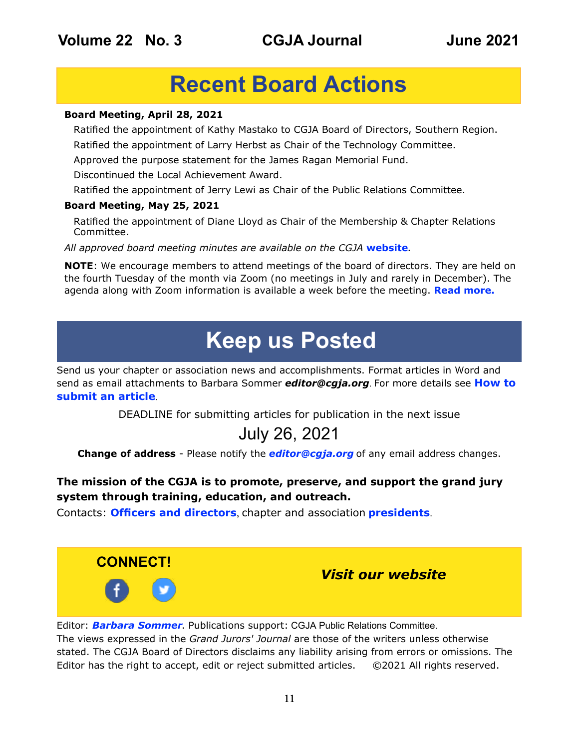# Recent Board Actions

**Board Meeting, April 28, 2021**

Ratified the appointment of Kathy Mastako to CGJA Board of Directors, Southern Region.

Ratified the appointment of Larry Herbst as Chair of the Technology Committee.

Approved the purpose statement for the James Ragan Memorial Fund.

Discontinued the Local Achievement Award.

Ratified the appointment of Jerry Lewi as Chair of the Public Relations Committee.

**Board Meeting, May 25, 2021**

Ratified the appointment of Diane Lloyd as Chair of the Membership & Chapter Relations Committee.

*All approved board meeting minutes are available on the CGJA* **website**.

**NOTE**: We encourage members to attend meetings of the board of directors. They are held on the fourth Tuesday of the month via Zoom (no meetings in July and rarely in December). The agenda along with Zoom information is available a week before the meeting. **Read more.**

# Keep us Posted

Send us your chapter or association news and accomplishments. Format articles in Word and send as email attachments to Barbara Sommer ***editor@cgja.org***. For more details see **How to submit an article**.

DEADLINE for submitting articles for publication in the next issue

July 26, 2021

**Change of address** - Please notify the ***editor@cgja.org*** of any email address changes.

**The mission of the CGJA is to promote, preserve, and support the grand jury system through training, education, and outreach.**

Contacts: **Officers and directors**, chapter and association **presidents**.

**CONNECT!**

***Visit our website***

Editor: ***Barbara Sommer***. Publications support: CGJA Public Relations Committee.

The views expressed in the *Grand Jurors' Journal* are those of the writers unless otherwise stated. The CGJA Board of Directors disclaims any liability arising from errors or omissions. The Editor has the right to accept, edit or reject submitted articles. ©2021 All rights reserved.